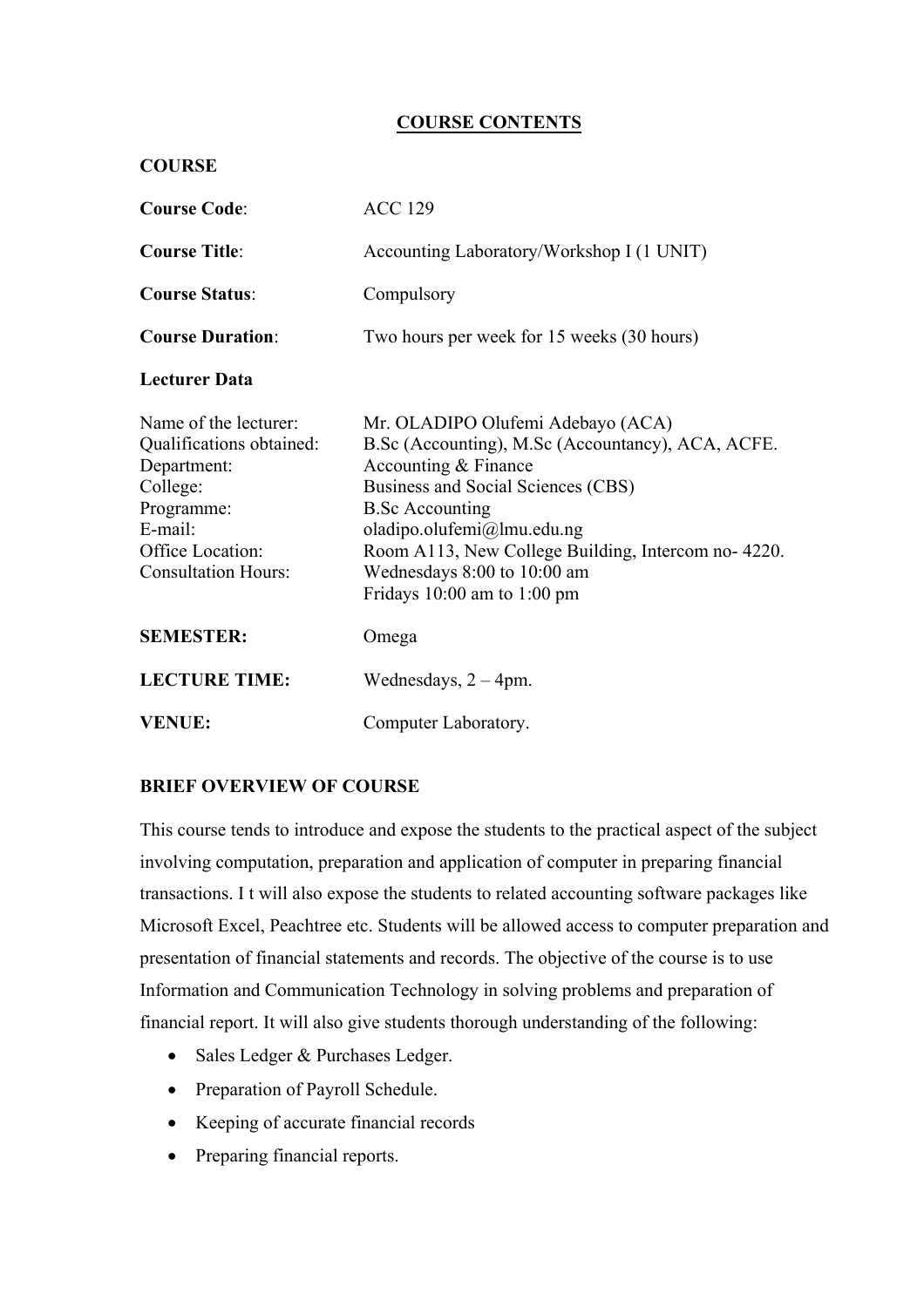# COURSE CONTENTS

**COURSE**

**Course Code**: ACC 129

**Course Title**: Accounting Laboratory/Workshop I (1 UNIT)

**Course Status**: Compulsory

**Course Duration**: Two hours per week for 15 weeks (30 hours)

**Lecturer Data**

| | |
|---|---|
| Name of the lecturer: | Mr. OLADIPO Olufemi Adebayo (ACA) |
| Qualifications obtained: | B.Sc (Accounting), M.Sc (Accountancy), ACA, ACFE. |
| Department: | Accounting & Finance |
| College: | Business and Social Sciences (CBS) |
| Programme: | B.Sc Accounting |
| E-mail: | oladipo.olufemi@lmu.edu.ng |
| Office Location: | Room A113, New College Building, Intercom no- 4220. |
| Consultation Hours: | Wednesdays 8:00 to 10:00 am<br>Fridays 10:00 am to 1:00 pm |

**SEMESTER:** Omega

**LECTURE TIME:** Wednesdays, 2 – 4pm.

**VENUE:** Computer Laboratory.

**BRIEF OVERVIEW OF COURSE**

This course tends to introduce and expose the students to the practical aspect of the subject involving computation, preparation and application of computer in preparing financial transactions. I t will also expose the students to related accounting software packages like Microsoft Excel, Peachtree etc. Students will be allowed access to computer preparation and presentation of financial statements and records. The objective of the course is to use Information and Communication Technology in solving problems and preparation of financial report. It will also give students thorough understanding of the following:

- Sales Ledger & Purchases Ledger.
- Preparation of Payroll Schedule.
- Keeping of accurate financial records
- Preparing financial reports.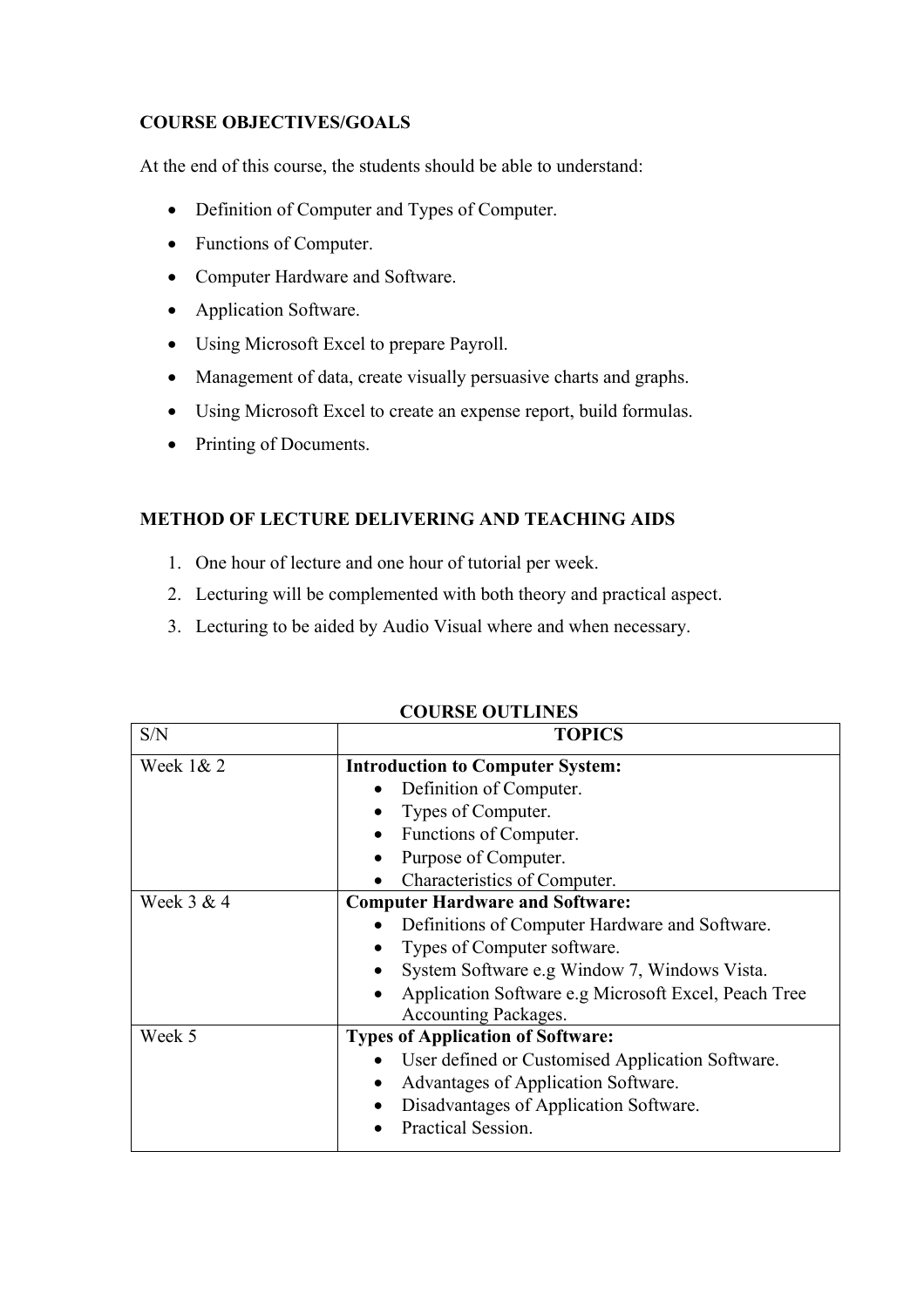**COURSE OBJECTIVES/GOALS**

At the end of this course, the students should be able to understand:

- Definition of Computer and Types of Computer.
- Functions of Computer.
- Computer Hardware and Software.
- Application Software.
- Using Microsoft Excel to prepare Payroll.
- Management of data, create visually persuasive charts and graphs.
- Using Microsoft Excel to create an expense report, build formulas.
- Printing of Documents.

**METHOD OF LECTURE DELIVERING AND TEACHING AIDS**

1. One hour of lecture and one hour of tutorial per week.
2. Lecturing will be complemented with both theory and practical aspect.
3. Lecturing to be aided by Audio Visual where and when necessary.

**COURSE OUTLINES**

| S/N | **TOPICS** |
|---|---|
| Week 1& 2 | **Introduction to Computer System:**<br>• Definition of Computer.<br>• Types of Computer.<br>• Functions of Computer.<br>• Purpose of Computer.<br>• Characteristics of Computer. |
| Week 3 & 4 | **Computer Hardware and Software:**<br>• Definitions of Computer Hardware and Software.<br>• Types of Computer software.<br>• System Software e.g Window 7, Windows Vista.<br>• Application Software e.g Microsoft Excel, Peach Tree Accounting Packages. |
| Week 5 | **Types of Application of Software:**<br>• User defined or Customised Application Software.<br>• Advantages of Application Software.<br>• Disadvantages of Application Software.<br>• Practical Session. |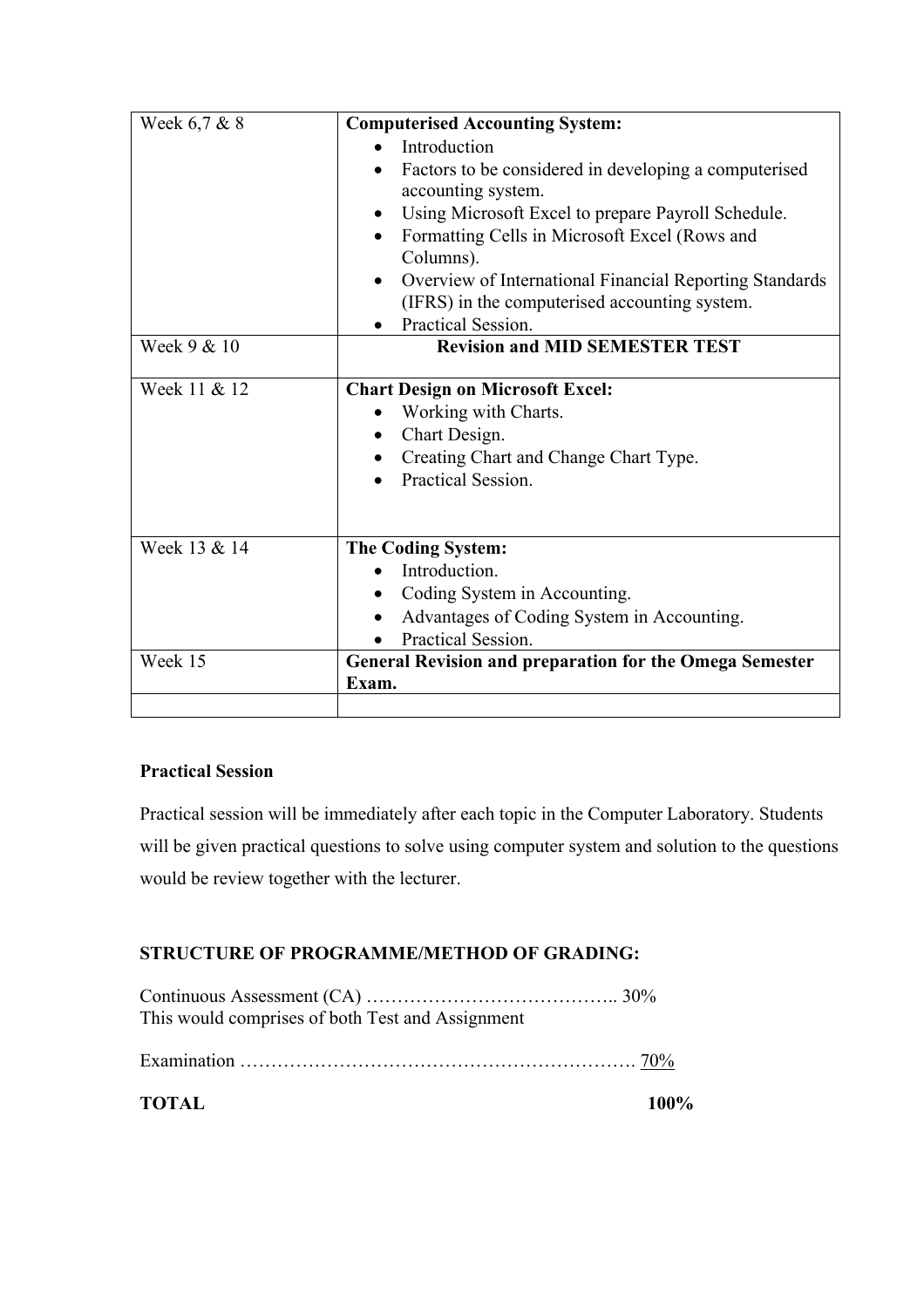| | |
|---|---|
| Week 6,7 & 8 | **Computerised Accounting System:**<br>• Introduction<br>• Factors to be considered in developing a computerised accounting system.<br>• Using Microsoft Excel to prepare Payroll Schedule.<br>• Formatting Cells in Microsoft Excel (Rows and Columns).<br>• Overview of International Financial Reporting Standards (IFRS) in the computerised accounting system.<br>• Practical Session. |
| Week 9 & 10 | **Revision and MID SEMESTER TEST** |
| Week 11 & 12 | **Chart Design on Microsoft Excel:**<br>• Working with Charts.<br>• Chart Design.<br>• Creating Chart and Change Chart Type.<br>• Practical Session. |
| Week 13 & 14 | **The Coding System:**<br>• Introduction.<br>• Coding System in Accounting.<br>• Advantages of Coding System in Accounting.<br>• Practical Session. |
| Week 15 | **General Revision and preparation for the Omega Semester Exam.** |
| | |

**Practical Session**

Practical session will be immediately after each topic in the Computer Laboratory. Students will be given practical questions to solve using computer system and solution to the questions would be review together with the lecturer.

**STRUCTURE OF PROGRAMME/METHOD OF GRADING:**

Continuous Assessment (CA) ………………………………….. 30%
This would comprises of both Test and Assignment

Examination ………………………………………………………. 70%

**TOTAL 100%**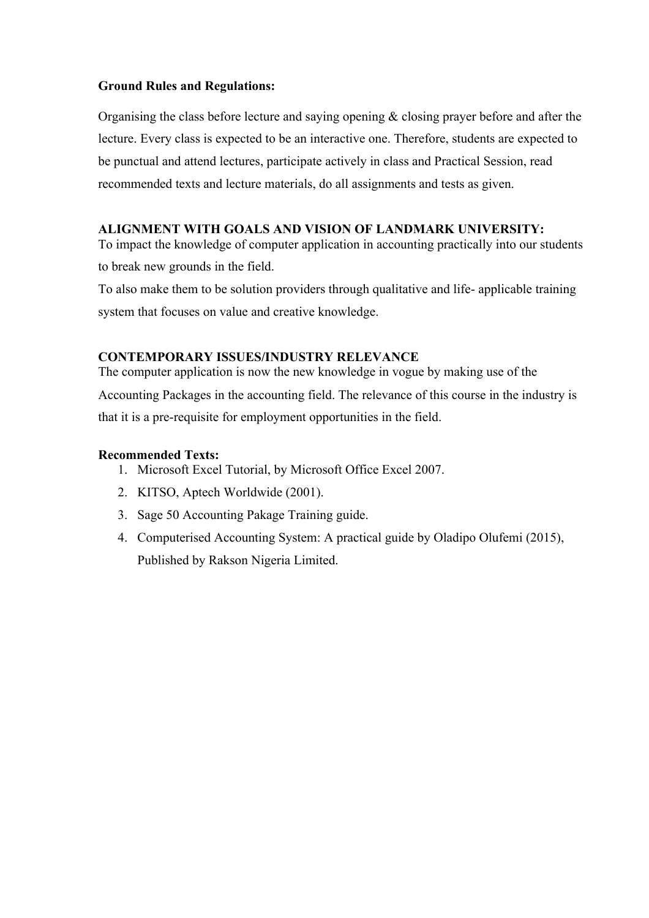**Ground Rules and Regulations:**

Organising the class before lecture and saying opening & closing prayer before and after the lecture. Every class is expected to be an interactive one. Therefore, students are expected to be punctual and attend lectures, participate actively in class and Practical Session, read recommended texts and lecture materials, do all assignments and tests as given.

**ALIGNMENT WITH GOALS AND VISION OF LANDMARK UNIVERSITY:**

To impact the knowledge of computer application in accounting practically into our students to break new grounds in the field.

To also make them to be solution providers through qualitative and life- applicable training system that focuses on value and creative knowledge.

**CONTEMPORARY ISSUES/INDUSTRY RELEVANCE**

The computer application is now the new knowledge in vogue by making use of the Accounting Packages in the accounting field. The relevance of this course in the industry is that it is a pre-requisite for employment opportunities in the field.

**Recommended Texts:**

1. Microsoft Excel Tutorial, by Microsoft Office Excel 2007.
2. KITSO, Aptech Worldwide (2001).
3. Sage 50 Accounting Pakage Training guide.
4. Computerised Accounting System: A practical guide by Oladipo Olufemi (2015), Published by Rakson Nigeria Limited.